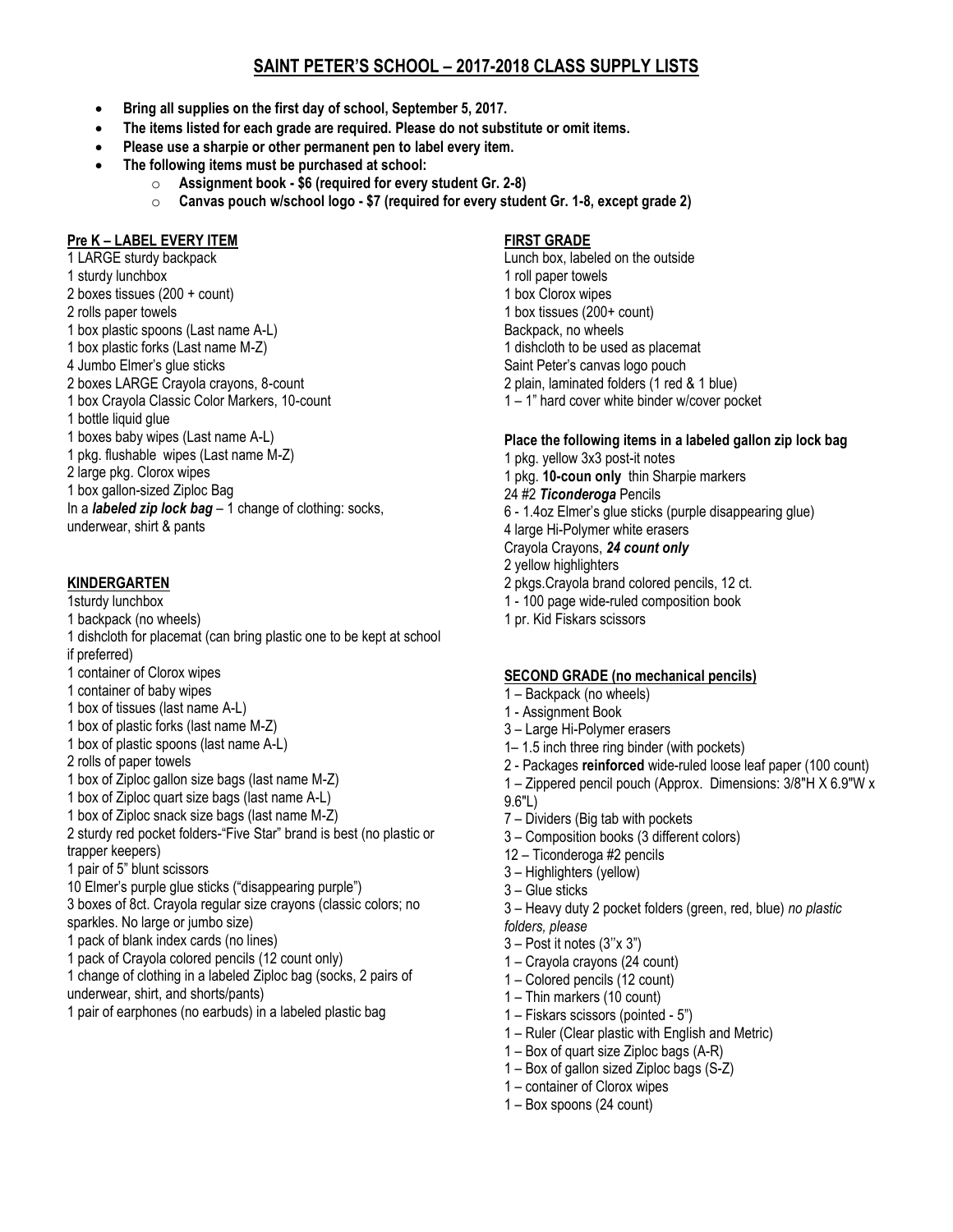# SAINT PETER'S SCHOOL – 2017-2018 CLASS SUPPLY LISTS

- **Bring all supplies on the first day of school, September 5, 2017.**
- **The items listed for each grade are required. Please do not substitute or omit items.**
- **Please use a sharpie or other permanent pen to label every item.**
- **The following items must be purchased at school:**
  - **Assignment book - $6 (required for every student Gr. 2-8)**
  - **Canvas pouch w/school logo - $7 (required for every student Gr. 1-8, except grade 2)**

## Pre K – LABEL EVERY ITEM

1 LARGE sturdy backpack
1 sturdy lunchbox
2 boxes tissues (200 + count)
2 rolls paper towels
1 box plastic spoons (Last name A-L)
1 box plastic forks (Last name M-Z)
4 Jumbo Elmer's glue sticks
2 boxes LARGE Crayola crayons, 8-count
1 box Crayola Classic Color Markers, 10-count
1 bottle liquid glue
1 boxes baby wipes (Last name A-L)
1 pkg. flushable wipes (Last name M-Z)
2 large pkg. Clorox wipes
1 box gallon-sized Ziploc Bag
In a ***labeled zip lock bag*** – 1 change of clothing: socks, underwear, shirt & pants

## KINDERGARTEN

1sturdy lunchbox
1 backpack (no wheels)
1 dishcloth for placemat (can bring plastic one to be kept at school if preferred)
1 container of Clorox wipes
1 container of baby wipes
1 box of tissues (last name A-L)
1 box of plastic forks (last name M-Z)
1 box of plastic spoons (last name A-L)
2 rolls of paper towels
1 box of Ziploc gallon size bags (last name M-Z)
1 box of Ziploc quart size bags (last name A-L)
1 box of Ziploc snack size bags (last name M-Z)
2 sturdy red pocket folders-"Five Star" brand is best (no plastic or trapper keepers)
1 pair of 5" blunt scissors
10 Elmer's purple glue sticks ("disappearing purple")
3 boxes of 8ct. Crayola regular size crayons (classic colors; no sparkles. No large or jumbo size)
1 pack of blank index cards (no lines)
1 pack of Crayola colored pencils (12 count only)
1 change of clothing in a labeled Ziploc bag (socks, 2 pairs of underwear, shirt, and shorts/pants)
1 pair of earphones (no earbuds) in a labeled plastic bag

## FIRST GRADE

Lunch box, labeled on the outside
1 roll paper towels
1 box Clorox wipes
1 box tissues (200+ count)
Backpack, no wheels
1 dishcloth to be used as placemat
Saint Peter's canvas logo pouch
2 plain, laminated folders (1 red & 1 blue)
1 – 1" hard cover white binder w/cover pocket

**Place the following items in a labeled gallon zip lock bag**

1 pkg. yellow 3x3 post-it notes
1 pkg. **10-coun only** thin Sharpie markers
24 #2 ***Ticonderoga*** Pencils
6 - 1.4oz Elmer's glue sticks (purple disappearing glue)
4 large Hi-Polymer white erasers
Crayola Crayons, ***24 count only***
2 yellow highlighters
2 pkgs.Crayola brand colored pencils, 12 ct.
1 - 100 page wide-ruled composition book
1 pr. Kid Fiskars scissors

## SECOND GRADE (no mechanical pencils)

1 – Backpack (no wheels)
1 - Assignment Book
3 – Large Hi-Polymer erasers
1– 1.5 inch three ring binder (with pockets)
2 - Packages **reinforced** wide-ruled loose leaf paper (100 count)
1 – Zippered pencil pouch (Approx. Dimensions: 3/8"H X 6.9"W x 9.6"L)
7 – Dividers (Big tab with pockets
3 – Composition books (3 different colors)
12 – Ticonderoga #2 pencils
3 – Highlighters (yellow)
3 – Glue sticks
3 – Heavy duty 2 pocket folders (green, red, blue) *no plastic folders, please*
3 – Post it notes (3''x 3")
1 – Crayola crayons (24 count)
1 – Colored pencils (12 count)
1 – Thin markers (10 count)
1 – Fiskars scissors (pointed - 5")
1 – Ruler (Clear plastic with English and Metric)
1 – Box of quart size Ziploc bags (A-R)
1 – Box of gallon sized Ziploc bags (S-Z)
1 – container of Clorox wipes
1 – Box spoons (24 count)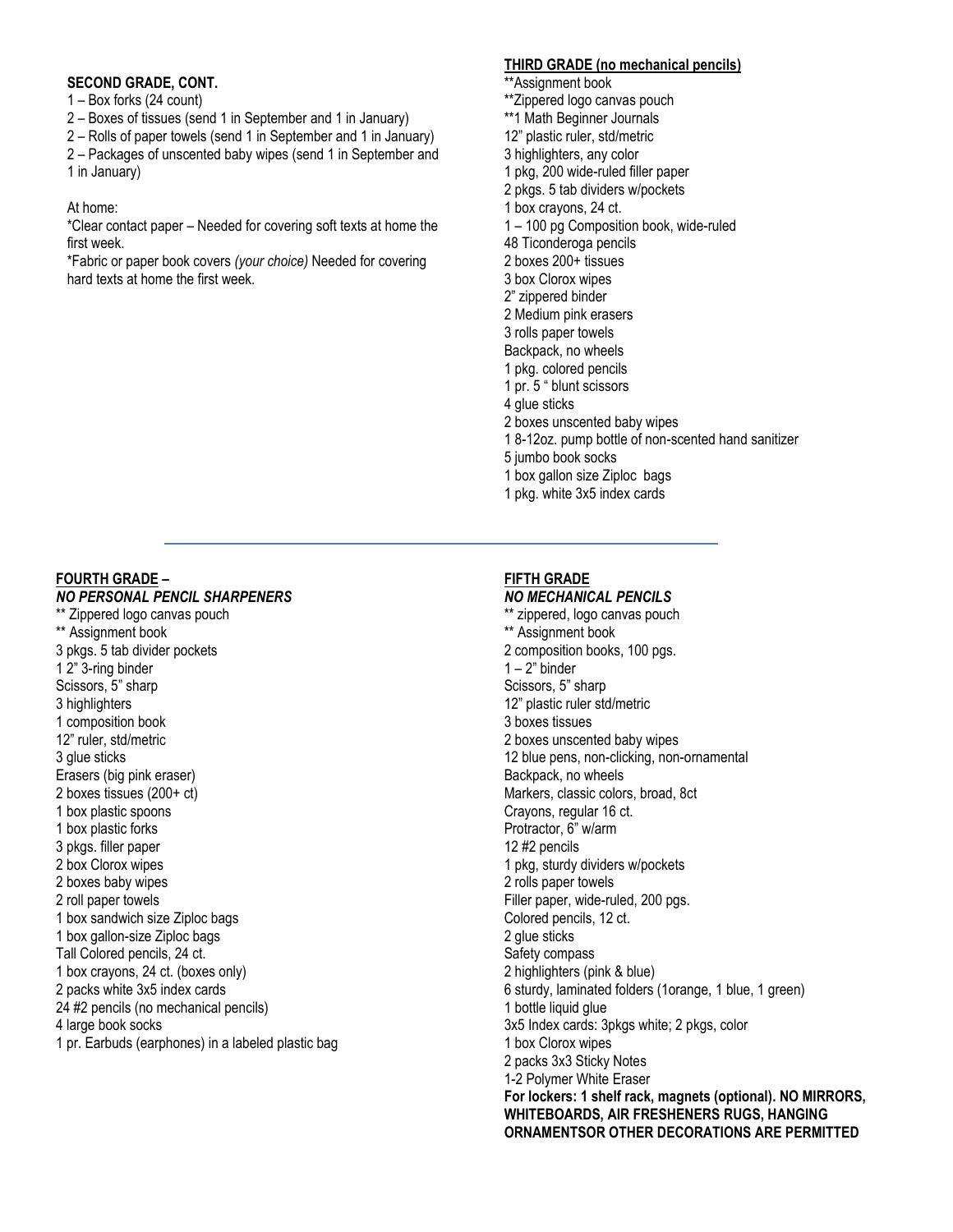**SECOND GRADE, CONT.**

1 – Box forks (24 count)
2 – Boxes of tissues (send 1 in September and 1 in January)
2 – Rolls of paper towels (send 1 in September and 1 in January)
2 – Packages of unscented baby wipes (send 1 in September and 1 in January)

At home:

*Clear contact paper – Needed for covering soft texts at home the first week.

*Fabric or paper book covers *(your choice)* Needed for covering hard texts at home the first week.

**THIRD GRADE (no mechanical pencils)**

**Assignment book
**Zippered logo canvas pouch
**1 Math Beginner Journals
12" plastic ruler, std/metric
3 highlighters, any color
1 pkg, 200 wide-ruled filler paper
2 pkgs. 5 tab dividers w/pockets
1 box crayons, 24 ct.
1 – 100 pg Composition book, wide-ruled
48 Ticonderoga pencils
2 boxes 200+ tissues
3 box Clorox wipes
2" zippered binder
2 Medium pink erasers
3 rolls paper towels
Backpack, no wheels
1 pkg. colored pencils
1 pr. 5 " blunt scissors
4 glue sticks
2 boxes unscented baby wipes
1 8-12oz. pump bottle of non-scented hand sanitizer
5 jumbo book socks
1 box gallon size Ziploc bags
1 pkg. white 3x5 index cards

---

**FOURTH GRADE –**

***NO PERSONAL PENCIL SHARPENERS***

** Zippered logo canvas pouch
** Assignment book
3 pkgs. 5 tab divider pockets
1 2" 3-ring binder
Scissors, 5" sharp
3 highlighters
1 composition book
12" ruler, std/metric
3 glue sticks
Erasers (big pink eraser)
2 boxes tissues (200+ ct)
1 box plastic spoons
1 box plastic forks
3 pkgs. filler paper
2 box Clorox wipes
2 boxes baby wipes
2 roll paper towels
1 box sandwich size Ziploc bags
1 box gallon-size Ziploc bags
Tall Colored pencils, 24 ct.
1 box crayons, 24 ct. (boxes only)
2 packs white 3x5 index cards
24 #2 pencils (no mechanical pencils)
4 large book socks
1 pr. Earbuds (earphones) in a labeled plastic bag

**FIFTH GRADE**

***NO MECHANICAL PENCILS***

** zippered, logo canvas pouch
** Assignment book
2 composition books, 100 pgs.
1 – 2" binder
Scissors, 5" sharp
12" plastic ruler std/metric
3 boxes tissues
2 boxes unscented baby wipes
12 blue pens, non-clicking, non-ornamental
Backpack, no wheels
Markers, classic colors, broad, 8ct
Crayons, regular 16 ct.
Protractor, 6" w/arm
12 #2 pencils
1 pkg, sturdy dividers w/pockets
2 rolls paper towels
Filler paper, wide-ruled, 200 pgs.
Colored pencils, 12 ct.
2 glue sticks
Safety compass
2 highlighters (pink & blue)
6 sturdy, laminated folders (1orange, 1 blue, 1 green)
1 bottle liquid glue
3x5 Index cards: 3pkgs white; 2 pkgs, color
1 box Clorox wipes
2 packs 3x3 Sticky Notes
1-2 Polymer White Eraser

**For lockers: 1 shelf rack, magnets (optional). NO MIRRORS, WHITEBOARDS, AIR FRESHENERS RUGS, HANGING ORNAMENTSOR OTHER DECORATIONS ARE PERMITTED**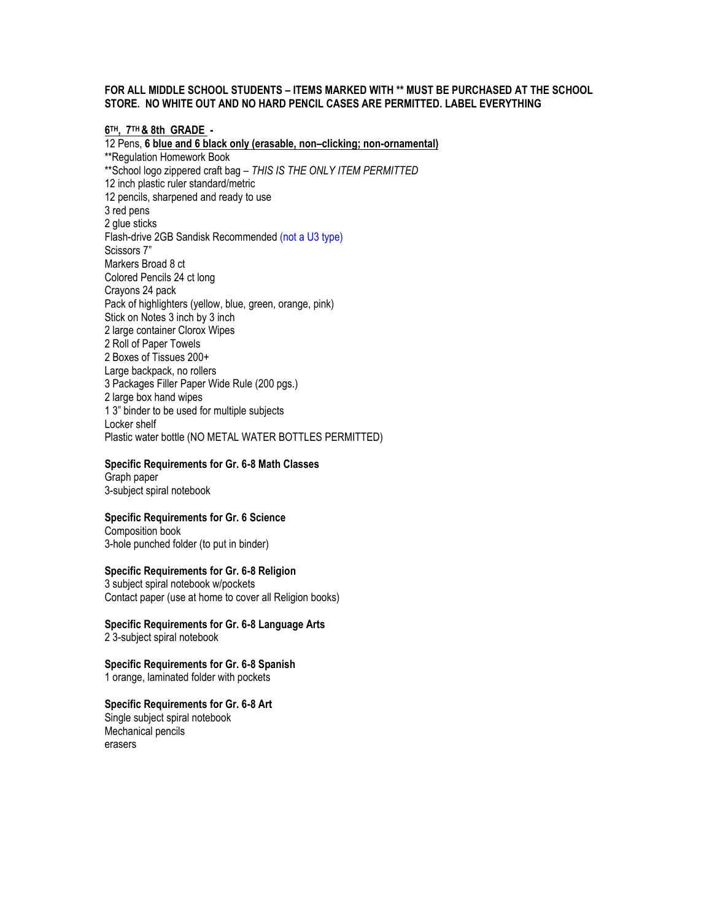**FOR ALL MIDDLE SCHOOL STUDENTS – ITEMS MARKED WITH ** MUST BE PURCHASED AT THE SCHOOL STORE. NO WHITE OUT AND NO HARD PENCIL CASES ARE PERMITTED. LABEL EVERYTHING**

**6TH, 7TH & 8th GRADE -**

12 Pens, **6 blue and 6 black only (erasable, non–clicking; non-ornamental)**
**Regulation Homework Book
**School logo zippered craft bag – *THIS IS THE ONLY ITEM PERMITTED*
12 inch plastic ruler standard/metric
12 pencils, sharpened and ready to use
3 red pens
2 glue sticks
Flash-drive 2GB Sandisk Recommended (not a U3 type)
Scissors 7"
Markers Broad 8 ct
Colored Pencils 24 ct long
Crayons 24 pack
Pack of highlighters (yellow, blue, green, orange, pink)
Stick on Notes 3 inch by 3 inch
2 large container Clorox Wipes
2 Roll of Paper Towels
2 Boxes of Tissues 200+
Large backpack, no rollers
3 Packages Filler Paper Wide Rule (200 pgs.)
2 large box hand wipes
1 3" binder to be used for multiple subjects
Locker shelf
Plastic water bottle (NO METAL WATER BOTTLES PERMITTED)

**Specific Requirements for Gr. 6-8 Math Classes**
Graph paper
3-subject spiral notebook

**Specific Requirements for Gr. 6 Science**
Composition book
3-hole punched folder (to put in binder)

**Specific Requirements for Gr. 6-8 Religion**
3 subject spiral notebook w/pockets
Contact paper (use at home to cover all Religion books)

**Specific Requirements for Gr. 6-8 Language Arts**
2 3-subject spiral notebook

**Specific Requirements for Gr. 6-8 Spanish**
1 orange, laminated folder with pockets

**Specific Requirements for Gr. 6-8 Art**
Single subject spiral notebook
Mechanical pencils
erasers